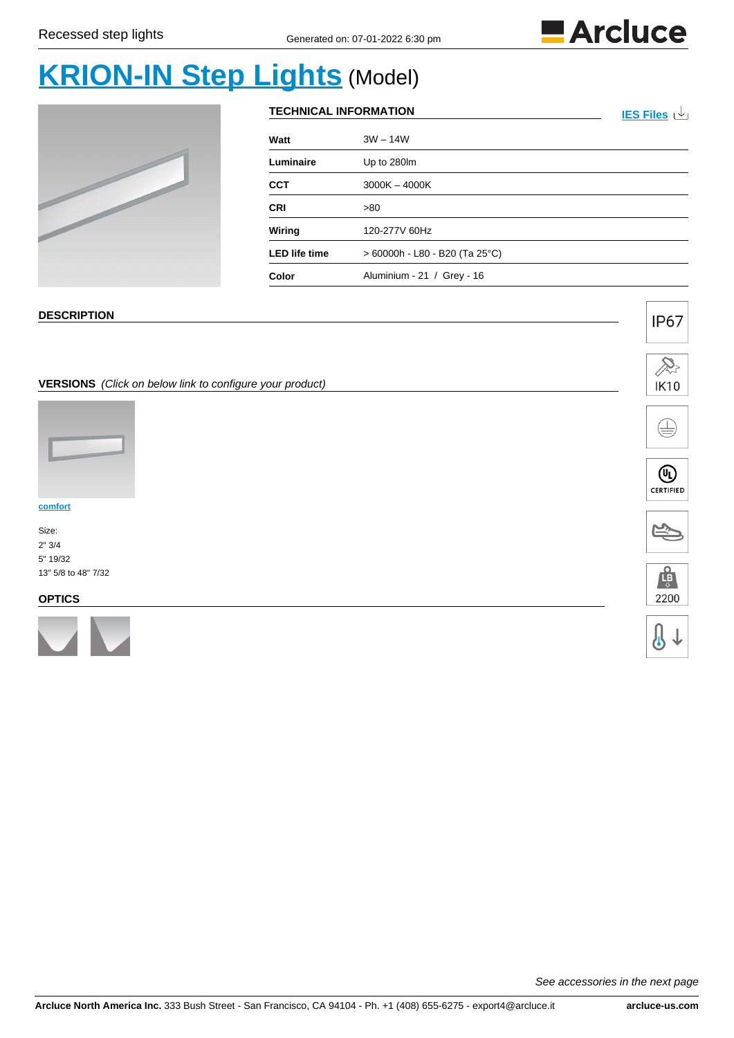Recessed step lights

Generated on: 07-01-2022 6:30 pm

# KRION-IN Step Lights (Model)

## TECHNICAL INFORMATION

IES Files

| | |
|---|---|
| **Watt** | 3W – 14W |
| **Luminaire** | Up to 280lm |
| **CCT** | 3000K – 4000K |
| **CRI** | >80 |
| **Wiring** | 120-277V 60Hz |
| **LED life time** | > 60000h - L80 - B20 (Ta 25°C) |
| **Color** | Aluminium - 21 / Grey - 16 |

## DESCRIPTION

IP67

IK10

CERTIFIED

2200

## VERSIONS *(Click on below link to configure your product)*

**comfort**

Size:
2" 3/4
5" 19/32
13" 5/8 to 48" 7/32

## OPTICS

*See accessories in the next page*

**Arcluce North America Inc.** 333 Bush Street - San Francisco, CA 94104 - Ph. +1 (408) 655-6275 - export4@arcluce.it **arcluce-us.com**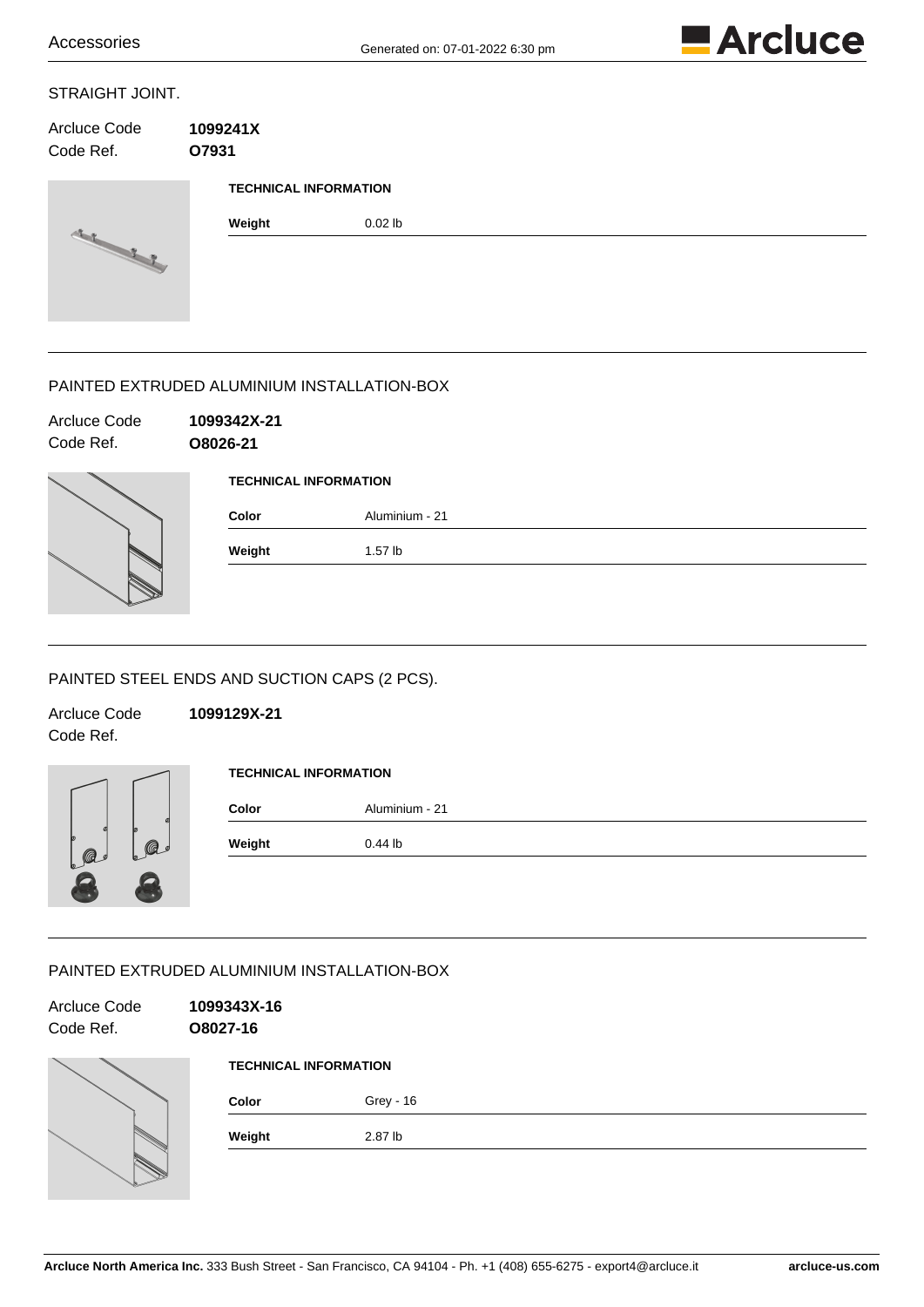## STRAIGHT JOINT.

Arcluce Code **1099241X**
Code Ref. **O7931**

**TECHNICAL INFORMATION**

| | |
|---|---|
| **Weight** | 0.02 lb |

## PAINTED EXTRUDED ALUMINIUM INSTALLATION-BOX

Arcluce Code **1099342X-21**
Code Ref. **O8026-21**

**TECHNICAL INFORMATION**

| | |
|---|---|
| **Color** | Aluminium - 21 |
| **Weight** | 1.57 lb |

## PAINTED STEEL ENDS AND SUCTION CAPS (2 PCS).

Arcluce Code **1099129X-21**
Code Ref.

**TECHNICAL INFORMATION**

| | |
|---|---|
| **Color** | Aluminium - 21 |
| **Weight** | 0.44 lb |

## PAINTED EXTRUDED ALUMINIUM INSTALLATION-BOX

Arcluce Code **1099343X-16**
Code Ref. **O8027-16**

**TECHNICAL INFORMATION**

| | |
|---|---|
| **Color** | Grey - 16 |
| **Weight** | 2.87 lb |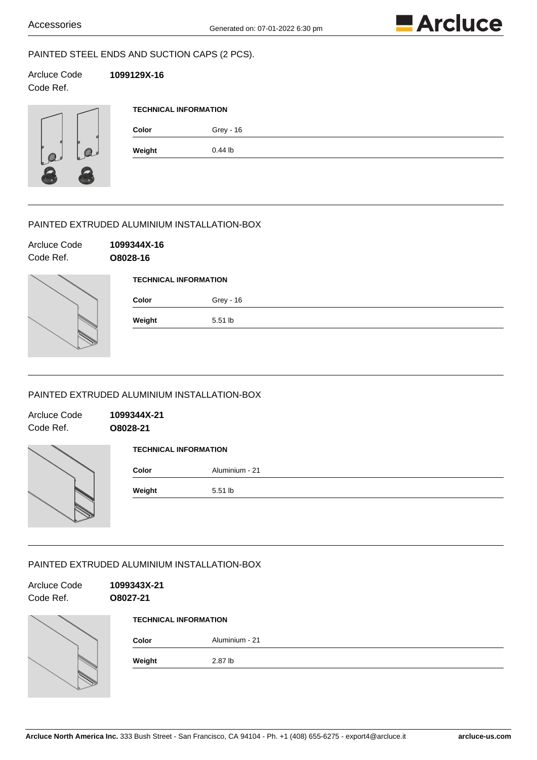## PAINTED STEEL ENDS AND SUCTION CAPS (2 PCS).

Arcluce Code **1099129X-16**
Code Ref.

**TECHNICAL INFORMATION**

| | |
|---|---|
| **Color** | Grey - 16 |
| **Weight** | 0.44 lb |

## PAINTED EXTRUDED ALUMINIUM INSTALLATION-BOX

Arcluce Code **1099344X-16**
Code Ref. **O8028-16**

**TECHNICAL INFORMATION**

| | |
|---|---|
| **Color** | Grey - 16 |
| **Weight** | 5.51 lb |

## PAINTED EXTRUDED ALUMINIUM INSTALLATION-BOX

Arcluce Code **1099344X-21**
Code Ref. **O8028-21**

**TECHNICAL INFORMATION**

| | |
|---|---|
| **Color** | Aluminium - 21 |
| **Weight** | 5.51 lb |

## PAINTED EXTRUDED ALUMINIUM INSTALLATION-BOX

Arcluce Code **1099343X-21**
Code Ref. **O8027-21**

**TECHNICAL INFORMATION**

| | |
|---|---|
| **Color** | Aluminium - 21 |
| **Weight** | 2.87 lb |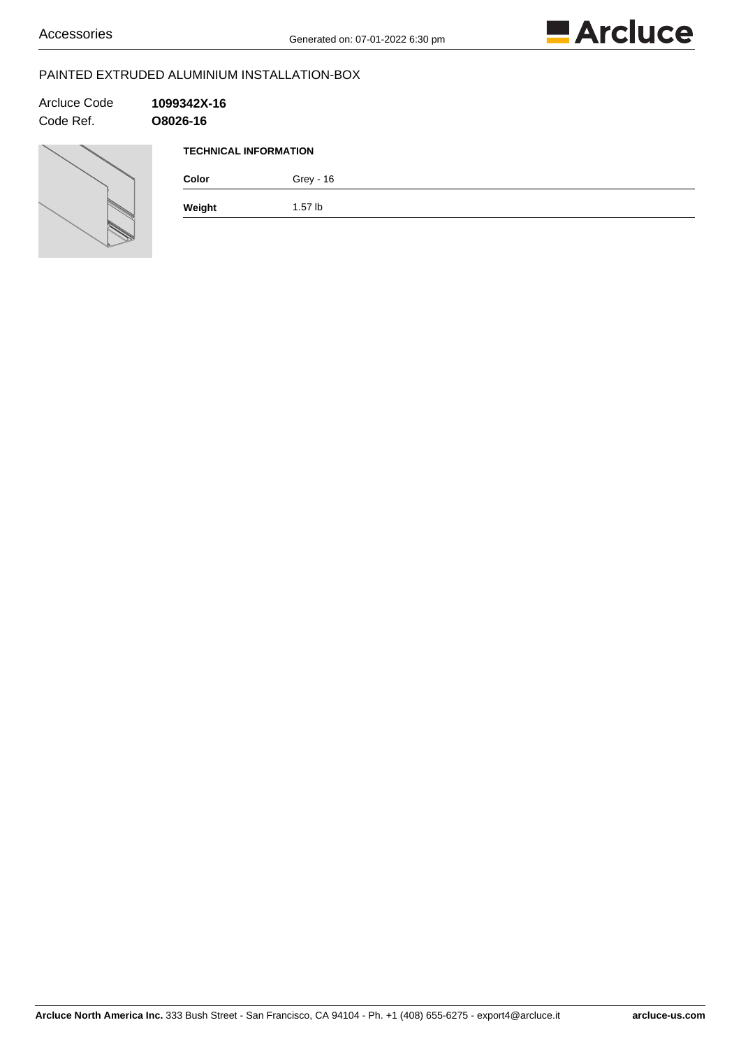# PAINTED EXTRUDED ALUMINIUM INSTALLATION-BOX

Arcluce Code **1099342X-16**
Code Ref. **O8026-16**

**TECHNICAL INFORMATION**

| | |
|---|---|
| **Color** | Grey - 16 |
| **Weight** | 1.57 lb |